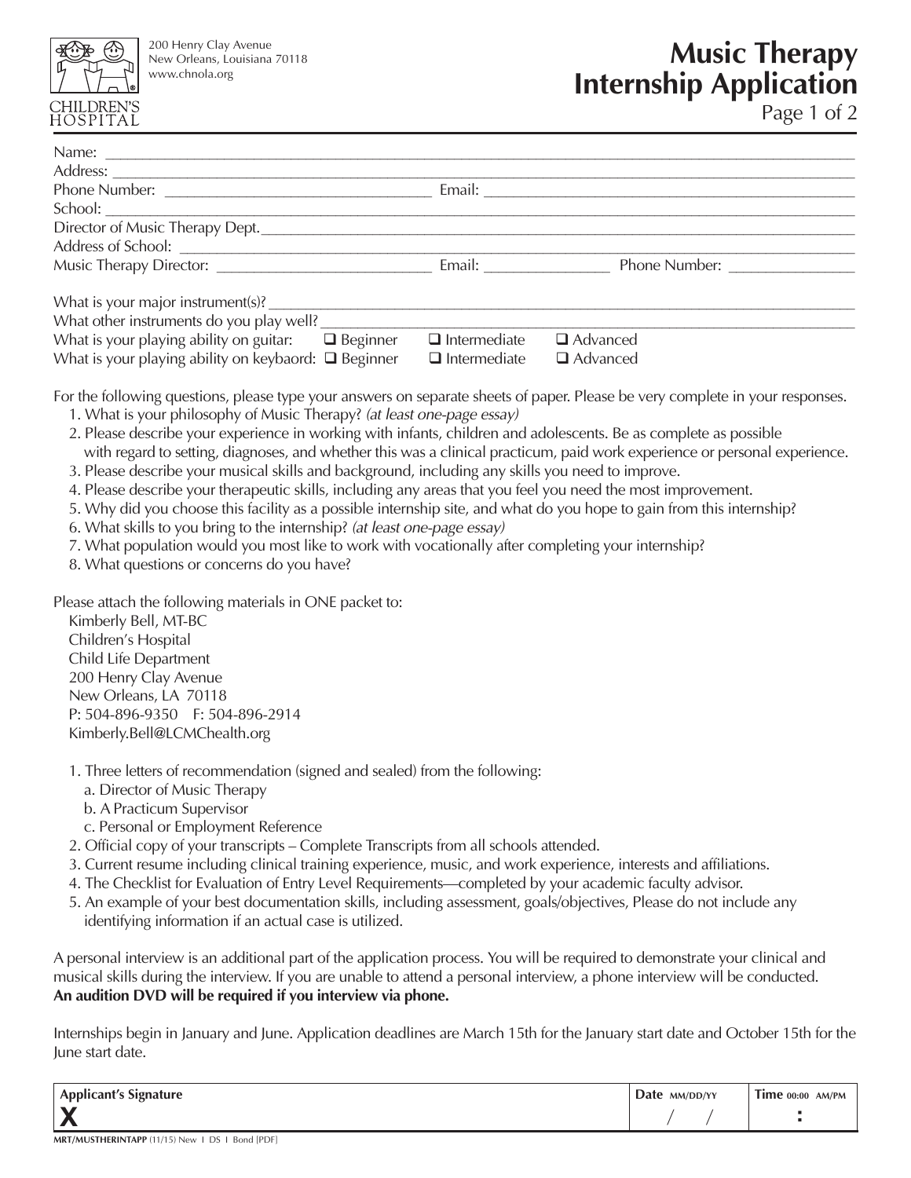CHILDREN'S HOSPITAL

200 Henry Clay Avenue
New Orleans, Louisiana 70118
www.chnola.org

# Music Therapy Internship Application

Name: ______________________________________________

Address: ______________________________________________

Phone Number: ____________________ Email: ____________________

School: ______________________________________________

Director of Music Therapy Dept. ______________________________________________

Address of School: ______________________________________________

Music Therapy Director: ____________________ Email: ____________ Phone Number: ____________

What is your major instrument(s)? ______________________________________________

What other instruments do you play well? ______________________________________________

What is your playing ability on guitar: ❑ Beginner ❑ Intermediate ❑ Advanced

What is your playing ability on keybaord: ❑ Beginner ❑ Intermediate ❑ Advanced

For the following questions, please type your answers on separate sheets of paper. Please be very complete in your responses.

1. What is your philosophy of Music Therapy? *(at least one-page essay)*
2. Please describe your experience in working with infants, children and adolescents. Be as complete as possible with regard to setting, diagnoses, and whether this was a clinical practicum, paid work experience or personal experience.
3. Please describe your musical skills and background, including any skills you need to improve.
4. Please describe your therapeutic skills, including any areas that you feel you need the most improvement.
5. Why did you choose this facility as a possible internship site, and what do you hope to gain from this internship?
6. What skills to you bring to the internship? *(at least one-page essay)*
7. What population would you most like to work with vocationally after completing your internship?
8. What questions or concerns do you have?

Please attach the following materials in ONE packet to:

Kimberly Bell, MT-BC
Children's Hospital
Child Life Department
200 Henry Clay Avenue
New Orleans, LA 70118
P: 504-896-9350 F: 504-896-2914
Kimberly.Bell@LCMChealth.org

1. Three letters of recommendation (signed and sealed) from the following:
   a. Director of Music Therapy
   b. A Practicum Supervisor
   c. Personal or Employment Reference
2. Official copy of your transcripts – Complete Transcripts from all schools attended.
3. Current resume including clinical training experience, music, and work experience, interests and affiliations.
4. The Checklist for Evaluation of Entry Level Requirements—completed by your academic faculty advisor.
5. An example of your best documentation skills, including assessment, goals/objectives, Please do not include any identifying information if an actual case is utilized.

A personal interview is an additional part of the application process. You will be required to demonstrate your clinical and musical skills during the interview. If you are unable to attend a personal interview, a phone interview will be conducted. **An audition DVD will be required if you interview via phone.**

Internships begin in January and June. Application deadlines are March 15th for the January start date and October 15th for the June start date.

| Applicant's Signature | Date MM/DD/YY | Time 00:00 AM/PM |
|---|---|---|
| X | / / | : |

MRT/MUSTHERINTAPP (11/15) New I DS I Bond [PDF]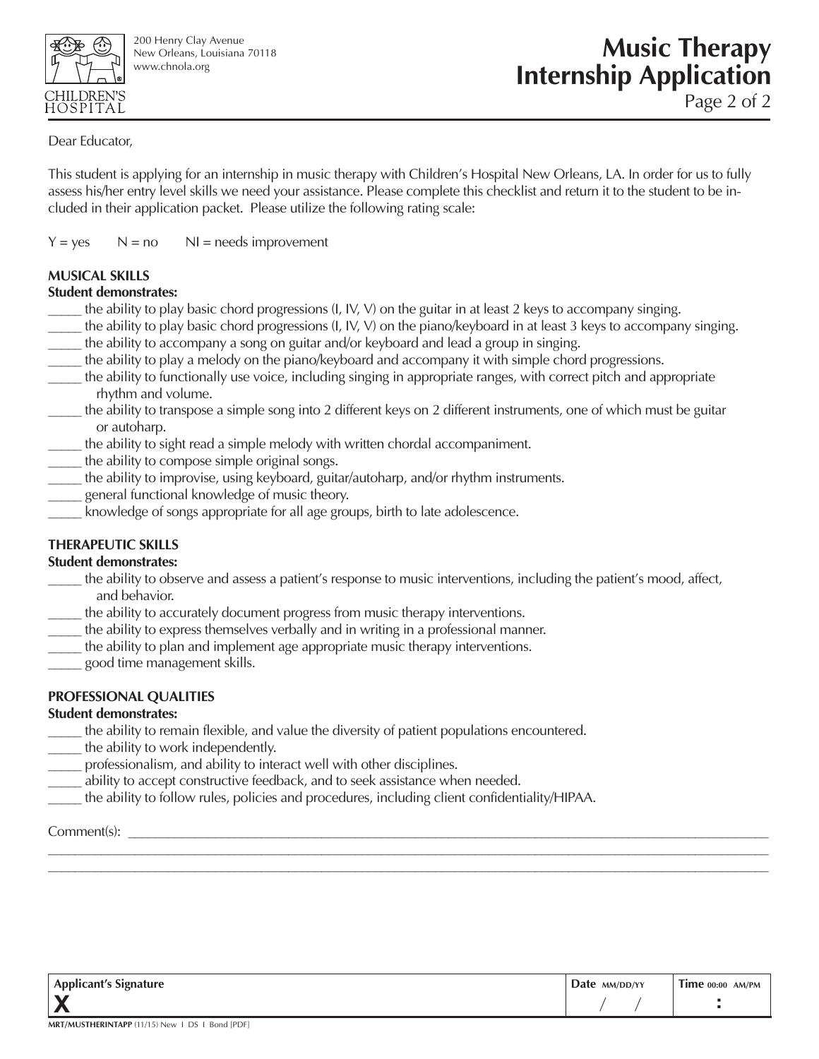200 Henry Clay Avenue
New Orleans, Louisiana 70118
www.chnola.org

CHILDREN'S HOSPITAL

# Music Therapy Internship Application

Dear Educator,

This student is applying for an internship in music therapy with Children's Hospital New Orleans, LA. In order for us to fully assess his/her entry level skills we need your assistance. Please complete this checklist and return it to the student to be included in their application packet. Please utilize the following rating scale:

Y = yes N = no NI = needs improvement

## MUSICAL SKILLS

**Student demonstrates:**

_____ the ability to play basic chord progressions (I, IV, V) on the guitar in at least 2 keys to accompany singing.
_____ the ability to play basic chord progressions (I, IV, V) on the piano/keyboard in at least 3 keys to accompany singing.
_____ the ability to accompany a song on guitar and/or keyboard and lead a group in singing.
_____ the ability to play a melody on the piano/keyboard and accompany it with simple chord progressions.
_____ the ability to functionally use voice, including singing in appropriate ranges, with correct pitch and appropriate rhythm and volume.
_____ the ability to transpose a simple song into 2 different keys on 2 different instruments, one of which must be guitar or autoharp.
_____ the ability to sight read a simple melody with written chordal accompaniment.
_____ the ability to compose simple original songs.
_____ the ability to improvise, using keyboard, guitar/autoharp, and/or rhythm instruments.
_____ general functional knowledge of music theory.
_____ knowledge of songs appropriate for all age groups, birth to late adolescence.

## THERAPEUTIC SKILLS

**Student demonstrates:**

_____ the ability to observe and assess a patient's response to music interventions, including the patient's mood, affect, and behavior.
_____ the ability to accurately document progress from music therapy interventions.
_____ the ability to express themselves verbally and in writing in a professional manner.
_____ the ability to plan and implement age appropriate music therapy interventions.
_____ good time management skills.

## PROFESSIONAL QUALITIES

**Student demonstrates:**

_____ the ability to remain flexible, and value the diversity of patient populations encountered.
_____ the ability to work independently.
_____ professionalism, and ability to interact well with other disciplines.
_____ ability to accept constructive feedback, and to seek assistance when needed.
_____ the ability to follow rules, policies and procedures, including client confidentiality/HIPAA.

Comment(s): ______________________________________________________________________________
__________________________________________________________________________________________
__________________________________________________________________________________________

| Applicant's Signature | Date MM/DD/YY | Time 00:00 AM/PM |
|---|---|---|
| X | / / | : |

MRT/MUSTHERINTAPP (11/15) New I DS I Bond [PDF]